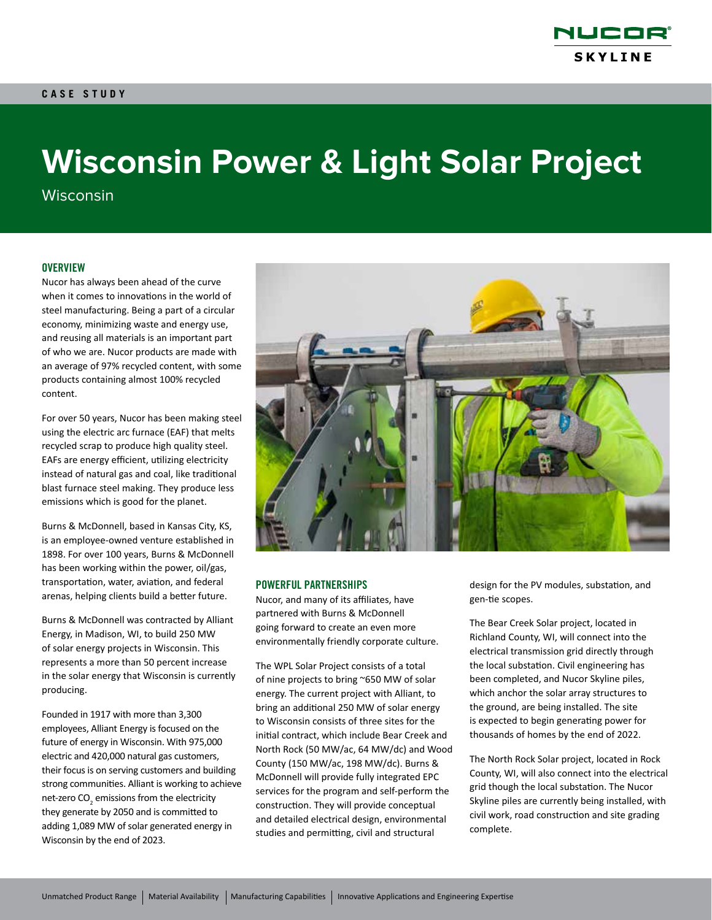CASE STUDY

# Wisconsin Power & Light Solar Project

Wisconsin

## OVERVIEW

Nucor has always been ahead of the curve when it comes to innovations in the world of steel manufacturing. Being a part of a circular economy, minimizing waste and energy use, and reusing all materials is an important part of who we are. Nucor products are made with an average of 97% recycled content, with some products containing almost 100% recycled content.

For over 50 years, Nucor has been making steel using the electric arc furnace (EAF) that melts recycled scrap to produce high quality steel. EAFs are energy efficient, utilizing electricity instead of natural gas and coal, like traditional blast furnace steel making. They produce less emissions which is good for the planet.

Burns & McDonnell, based in Kansas City, KS, is an employee-owned venture established in 1898. For over 100 years, Burns & McDonnell has been working within the power, oil/gas, transportation, water, aviation, and federal arenas, helping clients build a better future.

Burns & McDonnell was contracted by Alliant Energy, in Madison, WI, to build 250 MW of solar energy projects in Wisconsin. This represents a more than 50 percent increase in the solar energy that Wisconsin is currently producing.

Founded in 1917 with more than 3,300 employees, Alliant Energy is focused on the future of energy in Wisconsin. With 975,000 electric and 420,000 natural gas customers, their focus is on serving customers and building strong communities. Alliant is working to achieve net-zero $CO_2$ emissions from the electricity they generate by 2050 and is committed to adding 1,089 MW of solar generated energy in Wisconsin by the end of 2023.

## POWERFUL PARTNERSHIPS

Nucor, and many of its affiliates, have partnered with Burns & McDonnell going forward to create an even more environmentally friendly corporate culture.

The WPL Solar Project consists of a total of nine projects to bring ~650 MW of solar energy. The current project with Alliant, to bring an additional 250 MW of solar energy to Wisconsin consists of three sites for the initial contract, which include Bear Creek and North Rock (50 MW/ac, 64 MW/dc) and Wood County (150 MW/ac, 198 MW/dc). Burns & McDonnell will provide fully integrated EPC services for the program and self-perform the construction. They will provide conceptual and detailed electrical design, environmental studies and permitting, civil and structural design for the PV modules, substation, and gen-tie scopes.

The Bear Creek Solar project, located in Richland County, WI, will connect into the electrical transmission grid directly through the local substation. Civil engineering has been completed, and Nucor Skyline piles, which anchor the solar array structures to the ground, are being installed. The site is expected to begin generating power for thousands of homes by the end of 2022.

The North Rock Solar project, located in Rock County, WI, will also connect into the electrical grid though the local substation. The Nucor Skyline piles are currently being installed, with civil work, road construction and site grading complete.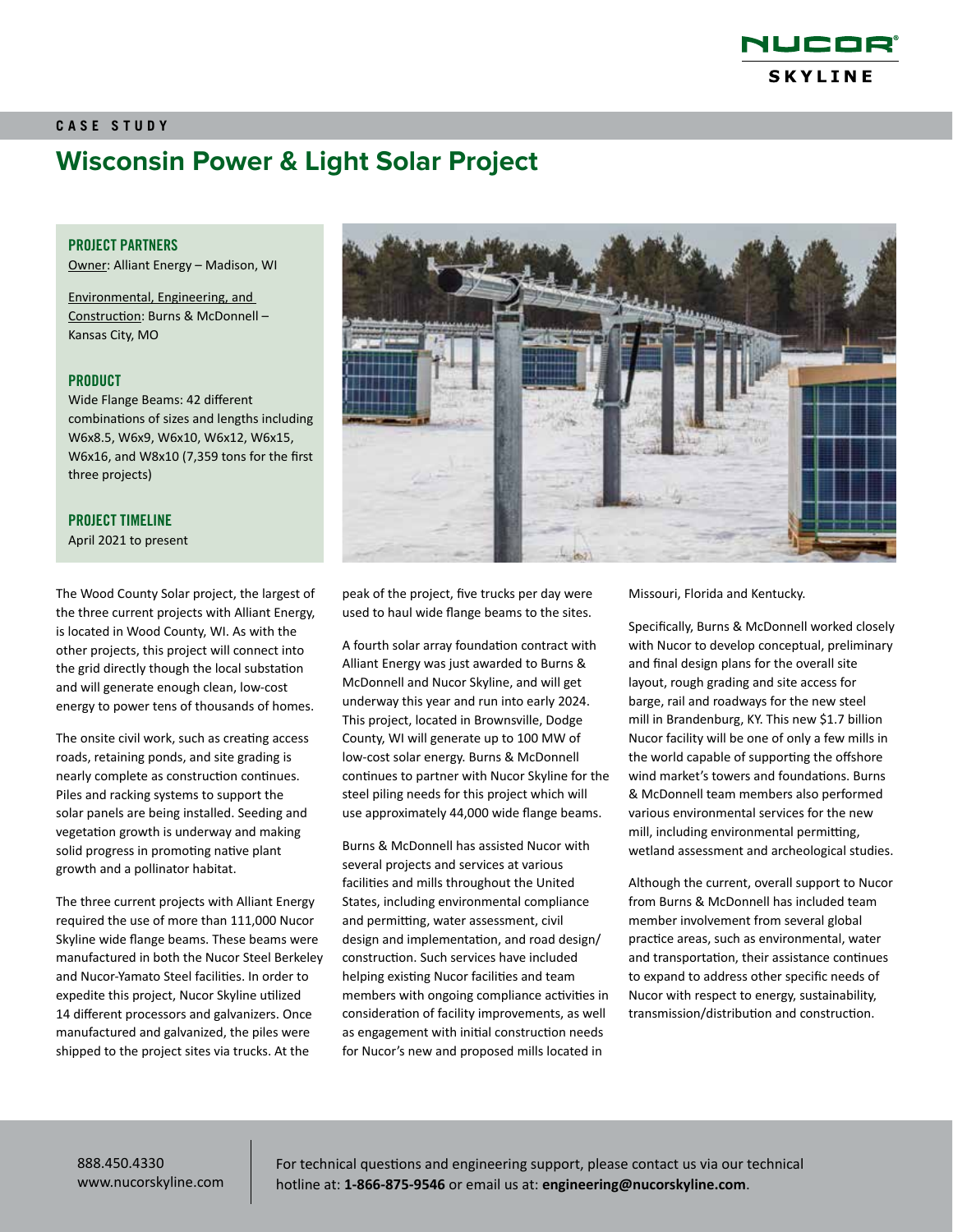CASE STUDY

# Wisconsin Power & Light Solar Project

### PROJECT PARTNERS

Owner: Alliant Energy – Madison, WI

Environmental, Engineering, and Construction: Burns & McDonnell – Kansas City, MO

### PRODUCT

Wide Flange Beams: 42 different combinations of sizes and lengths including W6x8.5, W6x9, W6x10, W6x12, W6x15, W6x16, and W8x10 (7,359 tons for the first three projects)

### PROJECT TIMELINE

April 2021 to present

The Wood County Solar project, the largest of the three current projects with Alliant Energy, is located in Wood County, WI. As with the other projects, this project will connect into the grid directly though the local substation and will generate enough clean, low-cost energy to power tens of thousands of homes.

The onsite civil work, such as creating access roads, retaining ponds, and site grading is nearly complete as construction continues. Piles and racking systems to support the solar panels are being installed. Seeding and vegetation growth is underway and making solid progress in promoting native plant growth and a pollinator habitat.

The three current projects with Alliant Energy required the use of more than 111,000 Nucor Skyline wide flange beams. These beams were manufactured in both the Nucor Steel Berkeley and Nucor-Yamato Steel facilities. In order to expedite this project, Nucor Skyline utilized 14 different processors and galvanizers. Once manufactured and galvanized, the piles were shipped to the project sites via trucks. At the peak of the project, five trucks per day were used to haul wide flange beams to the sites.

A fourth solar array foundation contract with Alliant Energy was just awarded to Burns & McDonnell and Nucor Skyline, and will get underway this year and run into early 2024. This project, located in Brownsville, Dodge County, WI will generate up to 100 MW of low-cost solar energy. Burns & McDonnell continues to partner with Nucor Skyline for the steel piling needs for this project which will use approximately 44,000 wide flange beams.

Burns & McDonnell has assisted Nucor with several projects and services at various facilities and mills throughout the United States, including environmental compliance and permitting, water assessment, civil design and implementation, and road design/construction. Such services have included helping existing Nucor facilities and team members with ongoing compliance activities in consideration of facility improvements, as well as engagement with initial construction needs for Nucor's new and proposed mills located in Missouri, Florida and Kentucky.

Specifically, Burns & McDonnell worked closely with Nucor to develop conceptual, preliminary and final design plans for the overall site layout, rough grading and site access for barge, rail and roadways for the new steel mill in Brandenburg, KY. This new $1.7 billion Nucor facility will be one of only a few mills in the world capable of supporting the offshore wind market's towers and foundations. Burns & McDonnell team members also performed various environmental services for the new mill, including environmental permitting, wetland assessment and archeological studies.

Although the current, overall support to Nucor from Burns & McDonnell has included team member involvement from several global practice areas, such as environmental, water and transportation, their assistance continues to expand to address other specific needs of Nucor with respect to energy, sustainability, transmission/distribution and construction.

888.450.4330
www.nucorskyline.com

For technical questions and engineering support, please contact us via our technical hotline at: **1-866-875-9546** or email us at: **engineering@nucorskyline.com**.